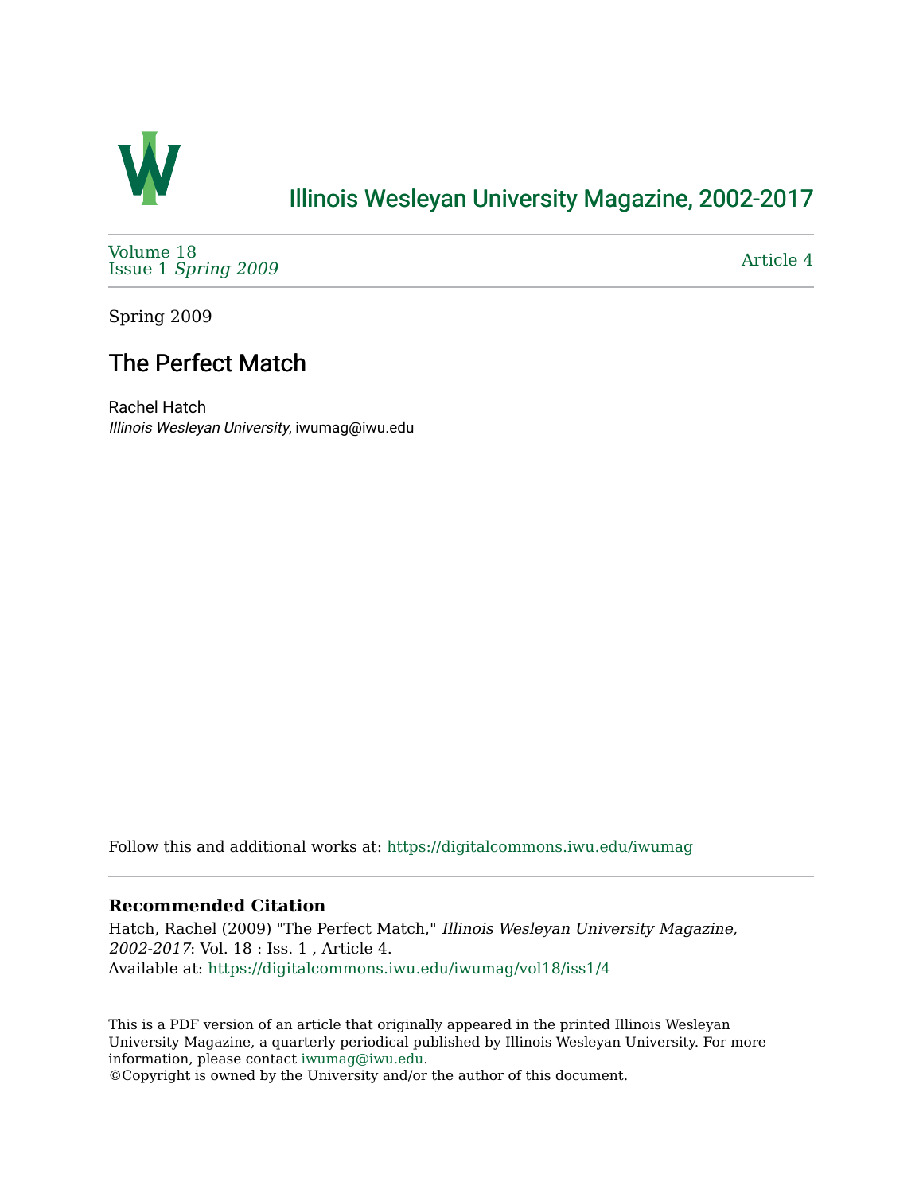# Illinois Wesleyan University Magazine, 2002-2017

Volume 18
Issue 1 *Spring 2009*

Article 4

Spring 2009

## The Perfect Match

Rachel Hatch
*Illinois Wesleyan University*, iwumag@iwu.edu

Follow this and additional works at: https://digitalcommons.iwu.edu/iwumag

### Recommended Citation

Hatch, Rachel (2009) "The Perfect Match," *Illinois Wesleyan University Magazine, 2002-2017*: Vol. 18 : Iss. 1 , Article 4.
Available at: https://digitalcommons.iwu.edu/iwumag/vol18/iss1/4

This is a PDF version of an article that originally appeared in the printed Illinois Wesleyan University Magazine, a quarterly periodical published by Illinois Wesleyan University. For more information, please contact iwumag@iwu.edu.
©Copyright is owned by the University and/or the author of this document.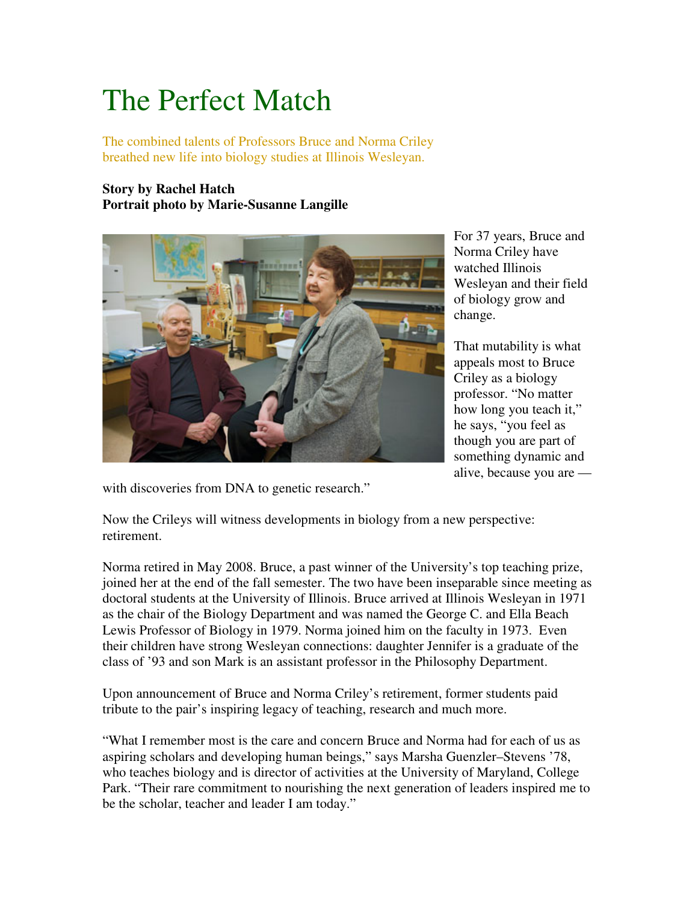# The Perfect Match

The combined talents of Professors Bruce and Norma Criley breathed new life into biology studies at Illinois Wesleyan.

**Story by Rachel Hatch**
**Portrait photo by Marie-Susanne Langille**

For 37 years, Bruce and Norma Criley have watched Illinois Wesleyan and their field of biology grow and change.

That mutability is what appeals most to Bruce Criley as a biology professor. "No matter how long you teach it," he says, "you feel as though you are part of something dynamic and alive, because you are — with discoveries from DNA to genetic research."

Now the Crileys will witness developments in biology from a new perspective: retirement.

Norma retired in May 2008. Bruce, a past winner of the University's top teaching prize, joined her at the end of the fall semester. The two have been inseparable since meeting as doctoral students at the University of Illinois. Bruce arrived at Illinois Wesleyan in 1971 as the chair of the Biology Department and was named the George C. and Ella Beach Lewis Professor of Biology in 1979. Norma joined him on the faculty in 1973. Even their children have strong Wesleyan connections: daughter Jennifer is a graduate of the class of '93 and son Mark is an assistant professor in the Philosophy Department.

Upon announcement of Bruce and Norma Criley's retirement, former students paid tribute to the pair's inspiring legacy of teaching, research and much more.

"What I remember most is the care and concern Bruce and Norma had for each of us as aspiring scholars and developing human beings," says Marsha Guenzler–Stevens '78, who teaches biology and is director of activities at the University of Maryland, College Park. "Their rare commitment to nourishing the next generation of leaders inspired me to be the scholar, teacher and leader I am today."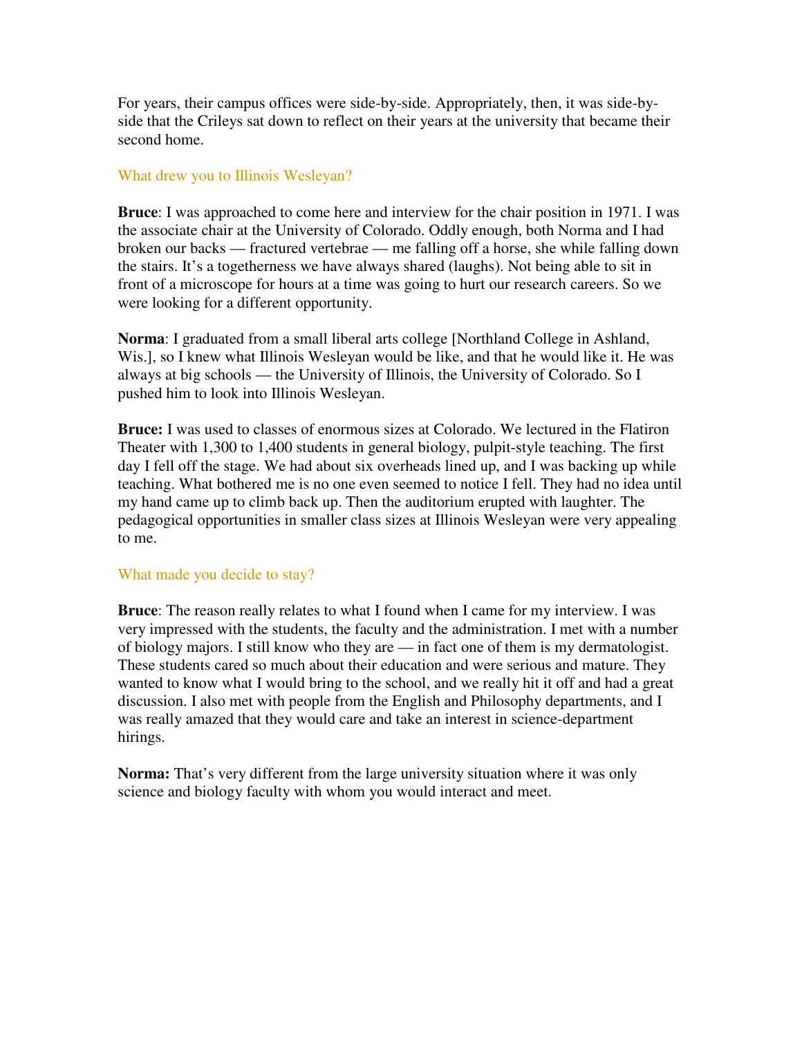For years, their campus offices were side-by-side. Appropriately, then, it was side-by-side that the Crileys sat down to reflect on their years at the university that became their second home.

## What drew you to Illinois Wesleyan?

**Bruce**: I was approached to come here and interview for the chair position in 1971. I was the associate chair at the University of Colorado. Oddly enough, both Norma and I had broken our backs — fractured vertebrae — me falling off a horse, she while falling down the stairs. It's a togetherness we have always shared (laughs). Not being able to sit in front of a microscope for hours at a time was going to hurt our research careers. So we were looking for a different opportunity.

**Norma**: I graduated from a small liberal arts college [Northland College in Ashland, Wis.], so I knew what Illinois Wesleyan would be like, and that he would like it. He was always at big schools — the University of Illinois, the University of Colorado. So I pushed him to look into Illinois Wesleyan.

**Bruce:** I was used to classes of enormous sizes at Colorado. We lectured in the Flatiron Theater with 1,300 to 1,400 students in general biology, pulpit-style teaching. The first day I fell off the stage. We had about six overheads lined up, and I was backing up while teaching. What bothered me is no one even seemed to notice I fell. They had no idea until my hand came up to climb back up. Then the auditorium erupted with laughter. The pedagogical opportunities in smaller class sizes at Illinois Wesleyan were very appealing to me.

## What made you decide to stay?

**Bruce**: The reason really relates to what I found when I came for my interview. I was very impressed with the students, the faculty and the administration. I met with a number of biology majors. I still know who they are — in fact one of them is my dermatologist. These students cared so much about their education and were serious and mature. They wanted to know what I would bring to the school, and we really hit it off and had a great discussion. I also met with people from the English and Philosophy departments, and I was really amazed that they would care and take an interest in science-department hirings.

**Norma:** That's very different from the large university situation where it was only science and biology faculty with whom you would interact and meet.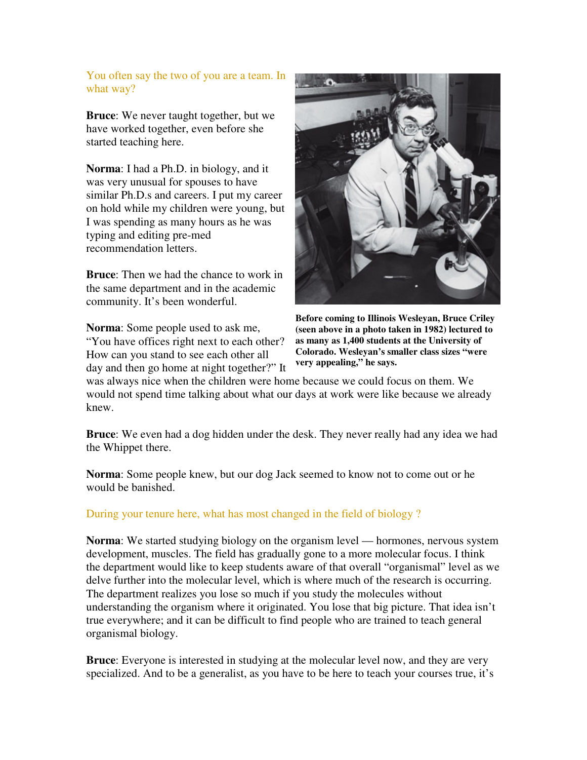You often say the two of you are a team. In what way?

**Bruce**: We never taught together, but we have worked together, even before she started teaching here.

**Norma**: I had a Ph.D. in biology, and it was very unusual for spouses to have similar Ph.D.s and careers. I put my career on hold while my children were young, but I was spending as many hours as he was typing and editing pre-med recommendation letters.

**Bruce**: Then we had the chance to work in the same department and in the academic community. It's been wonderful.

**Before coming to Illinois Wesleyan, Bruce Criley (seen above in a photo taken in 1982) lectured to as many as 1,400 students at the University of Colorado. Wesleyan's smaller class sizes "were very appealing," he says.**

**Norma**: Some people used to ask me, "You have offices right next to each other? How can you stand to see each other all day and then go home at night together?" It was always nice when the children were home because we could focus on them. We would not spend time talking about what our days at work were like because we already knew.

**Bruce**: We even had a dog hidden under the desk. They never really had any idea we had the Whippet there.

**Norma**: Some people knew, but our dog Jack seemed to know not to come out or he would be banished.

During your tenure here, what has most changed in the field of biology ?

**Norma**: We started studying biology on the organism level — hormones, nervous system development, muscles. The field has gradually gone to a more molecular focus. I think the department would like to keep students aware of that overall "organismal" level as we delve further into the molecular level, which is where much of the research is occurring. The department realizes you lose so much if you study the molecules without understanding the organism where it originated. You lose that big picture. That idea isn't true everywhere; and it can be difficult to find people who are trained to teach general organismal biology.

**Bruce**: Everyone is interested in studying at the molecular level now, and they are very specialized. And to be a generalist, as you have to be here to teach your courses true, it's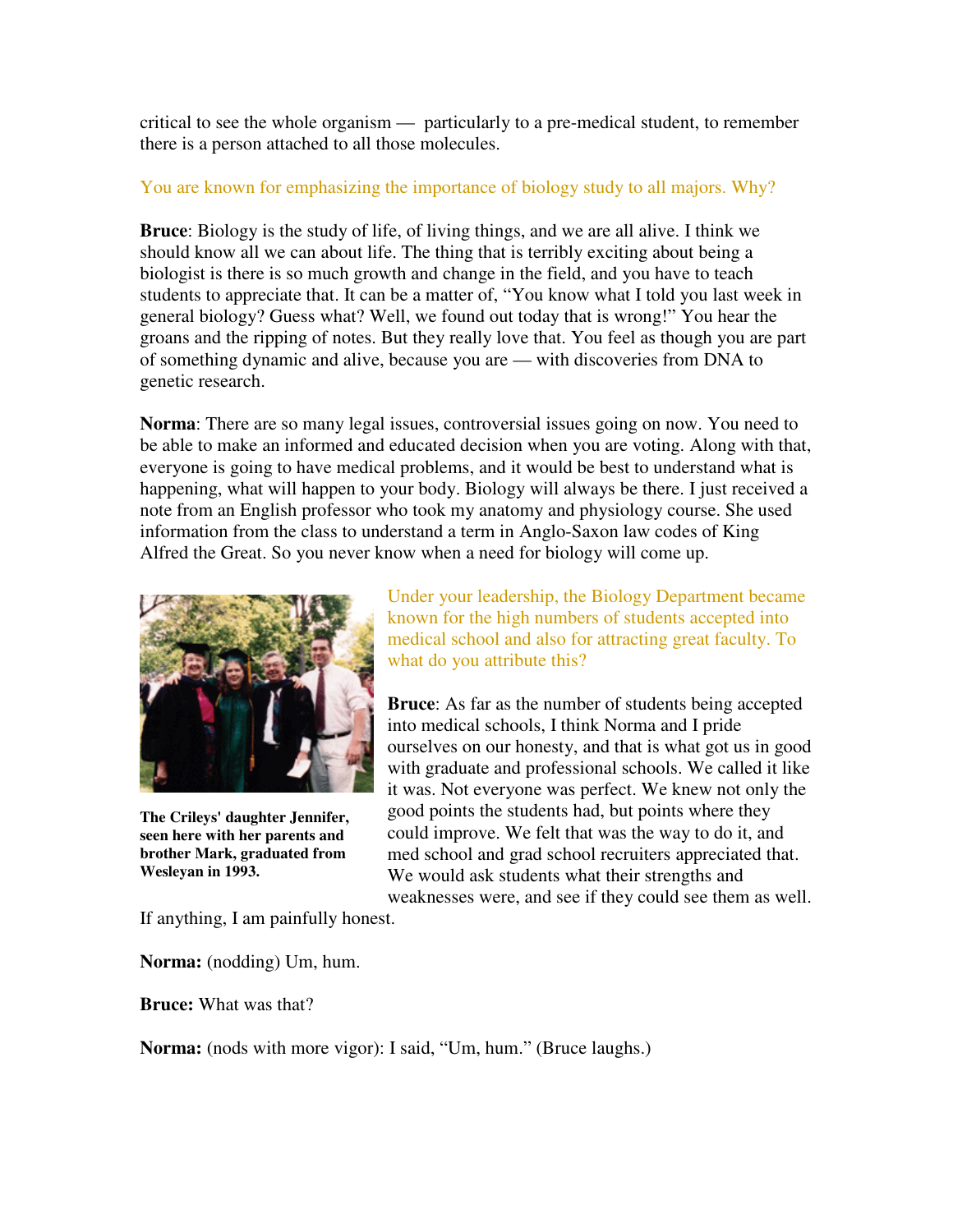critical to see the whole organism — particularly to a pre-medical student, to remember there is a person attached to all those molecules.

You are known for emphasizing the importance of biology study to all majors. Why?

**Bruce**: Biology is the study of life, of living things, and we are all alive. I think we should know all we can about life. The thing that is terribly exciting about being a biologist is there is so much growth and change in the field, and you have to teach students to appreciate that. It can be a matter of, "You know what I told you last week in general biology? Guess what? Well, we found out today that is wrong!" You hear the groans and the ripping of notes. But they really love that. You feel as though you are part of something dynamic and alive, because you are — with discoveries from DNA to genetic research.

**Norma**: There are so many legal issues, controversial issues going on now. You need to be able to make an informed and educated decision when you are voting. Along with that, everyone is going to have medical problems, and it would be best to understand what is happening, what will happen to your body. Biology will always be there. I just received a note from an English professor who took my anatomy and physiology course. She used information from the class to understand a term in Anglo-Saxon law codes of King Alfred the Great. So you never know when a need for biology will come up.

**The Crileys' daughter Jennifer, seen here with her parents and brother Mark, graduated from Wesleyan in 1993.**

Under your leadership, the Biology Department became known for the high numbers of students accepted into medical school and also for attracting great faculty. To what do you attribute this?

**Bruce**: As far as the number of students being accepted into medical schools, I think Norma and I pride ourselves on our honesty, and that is what got us in good with graduate and professional schools. We called it like it was. Not everyone was perfect. We knew not only the good points the students had, but points where they could improve. We felt that was the way to do it, and med school and grad school recruiters appreciated that. We would ask students what their strengths and weaknesses were, and see if they could see them as well. If anything, I am painfully honest.

**Norma:** (nodding) Um, hum.

**Bruce:** What was that?

**Norma:** (nods with more vigor): I said, "Um, hum." (Bruce laughs.)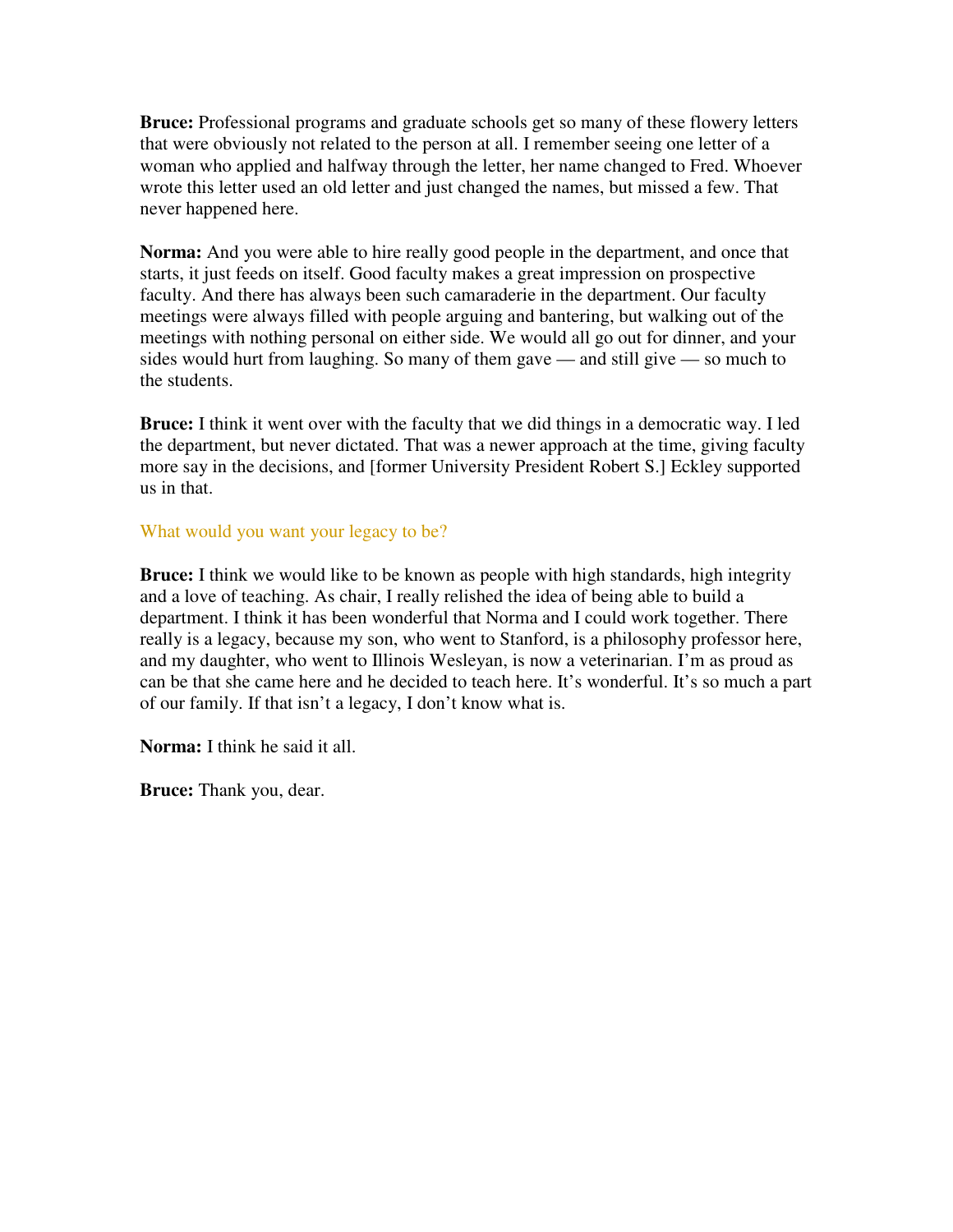**Bruce:** Professional programs and graduate schools get so many of these flowery letters that were obviously not related to the person at all. I remember seeing one letter of a woman who applied and halfway through the letter, her name changed to Fred. Whoever wrote this letter used an old letter and just changed the names, but missed a few. That never happened here.

**Norma:** And you were able to hire really good people in the department, and once that starts, it just feeds on itself. Good faculty makes a great impression on prospective faculty. And there has always been such camaraderie in the department. Our faculty meetings were always filled with people arguing and bantering, but walking out of the meetings with nothing personal on either side. We would all go out for dinner, and your sides would hurt from laughing. So many of them gave — and still give — so much to the students.

**Bruce:** I think it went over with the faculty that we did things in a democratic way. I led the department, but never dictated. That was a newer approach at the time, giving faculty more say in the decisions, and [former University President Robert S.] Eckley supported us in that.

What would you want your legacy to be?

**Bruce:** I think we would like to be known as people with high standards, high integrity and a love of teaching. As chair, I really relished the idea of being able to build a department. I think it has been wonderful that Norma and I could work together. There really is a legacy, because my son, who went to Stanford, is a philosophy professor here, and my daughter, who went to Illinois Wesleyan, is now a veterinarian. I'm as proud as can be that she came here and he decided to teach here. It's wonderful. It's so much a part of our family. If that isn't a legacy, I don't know what is.

**Norma:** I think he said it all.

**Bruce:** Thank you, dear.